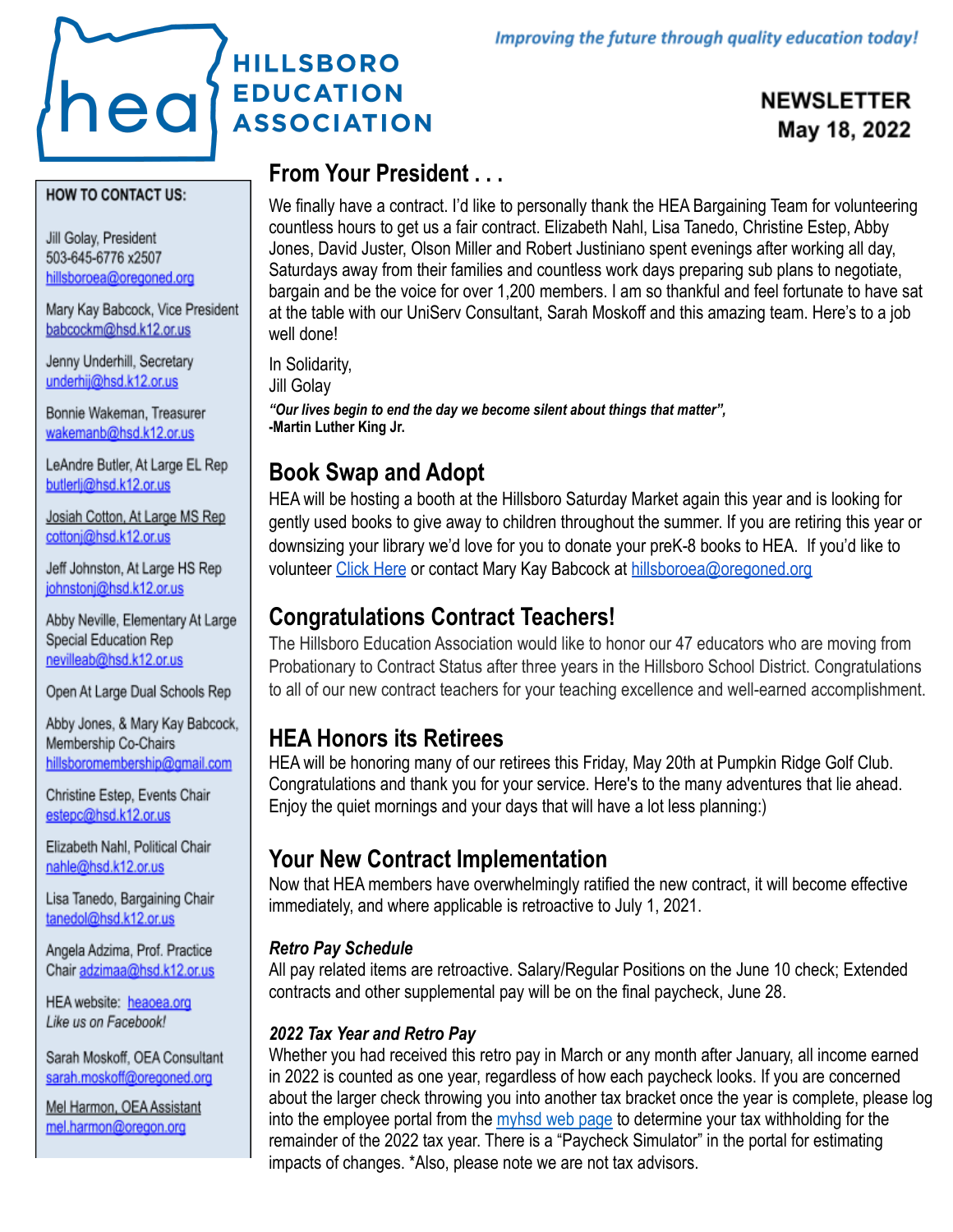# HILLSBORO EDUCATION ASSOCIATION

*Improving the future through quality education today!*

**NEWSLETTER**
**May 18, 2022**

**HOW TO CONTACT US:**

Jill Golay, President
503-645-6776 x2507
hillsboroea@oregoned.org

Mary Kay Babcock, Vice President
babcockm@hsd.k12.or.us

Jenny Underhill, Secretary
underhij@hsd.k12.or.us

Bonnie Wakeman, Treasurer
wakemanb@hsd.k12.or.us

LeAndre Butler, At Large EL Rep
butlerl@hsd.k12.or.us

Josiah Cotton, At Large MS Rep
cottonj@hsd.k12.or.us

Jeff Johnston, At Large HS Rep
johnstonj@hsd.k12.or.us

Abby Neville, Elementary At Large Special Education Rep
nevilleab@hsd.k12.or.us

Open At Large Dual Schools Rep

Abby Jones, & Mary Kay Babcock, Membership Co-Chairs
hillsboromembership@gmail.com

Christine Estep, Events Chair
estepc@hsd.k12.or.us

Elizabeth Nahl, Political Chair
nahle@hsd.k12.or.us

Lisa Tanedo, Bargaining Chair
tanedol@hsd.k12.or.us

Angela Adzima, Prof. Practice Chair adzimaa@hsd.k12.or.us

HEA website: heaoea.org
*Like us on Facebook!*

Sarah Moskoff, OEA Consultant
sarah.moskoff@oregoned.org

Mel Harmon, OEA Assistant
mel.harmon@oregon.org

## From Your President . . .

We finally have a contract. I'd like to personally thank the HEA Bargaining Team for volunteering countless hours to get us a fair contract. Elizabeth Nahl, Lisa Tanedo, Christine Estep, Abby Jones, David Juster, Olson Miller and Robert Justiniano spent evenings after working all day, Saturdays away from their families and countless work days preparing sub plans to negotiate, bargain and be the voice for over 1,200 members. I am so thankful and feel fortunate to have sat at the table with our UniServ Consultant, Sarah Moskoff and this amazing team. Here's to a job well done!

In Solidarity,
Jill Golay

***"Our lives begin to end the day we become silent about things that matter",***
**-Martin Luther King Jr.**

## Book Swap and Adopt

HEA will be hosting a booth at the Hillsboro Saturday Market again this year and is looking for gently used books to give away to children throughout the summer. If you are retiring this year or downsizing your library we'd love for you to donate your preK-8 books to HEA. If you'd like to volunteer Click Here or contact Mary Kay Babcock at hillsboroea@oregoned.org

## Congratulations Contract Teachers!

The Hillsboro Education Association would like to honor our 47 educators who are moving from Probationary to Contract Status after three years in the Hillsboro School District. Congratulations to all of our new contract teachers for your teaching excellence and well-earned accomplishment.

## HEA Honors its Retirees

HEA will be honoring many of our retirees this Friday, May 20th at Pumpkin Ridge Golf Club. Congratulations and thank you for your service. Here's to the many adventures that lie ahead. Enjoy the quiet mornings and your days that will have a lot less planning:)

## Your New Contract Implementation

Now that HEA members have overwhelmingly ratified the new contract, it will become effective immediately, and where applicable is retroactive to July 1, 2021.

### *Retro Pay Schedule*

All pay related items are retroactive. Salary/Regular Positions on the June 10 check; Extended contracts and other supplemental pay will be on the final paycheck, June 28.

### *2022 Tax Year and Retro Pay*

Whether you had received this retro pay in March or any month after January, all income earned in 2022 is counted as one year, regardless of how each paycheck looks. If you are concerned about the larger check throwing you into another tax bracket once the year is complete, please log into the employee portal from the myhsd web page to determine your tax withholding for the remainder of the 2022 tax year. There is a "Paycheck Simulator" in the portal for estimating impacts of changes. *Also, please note we are not tax advisors.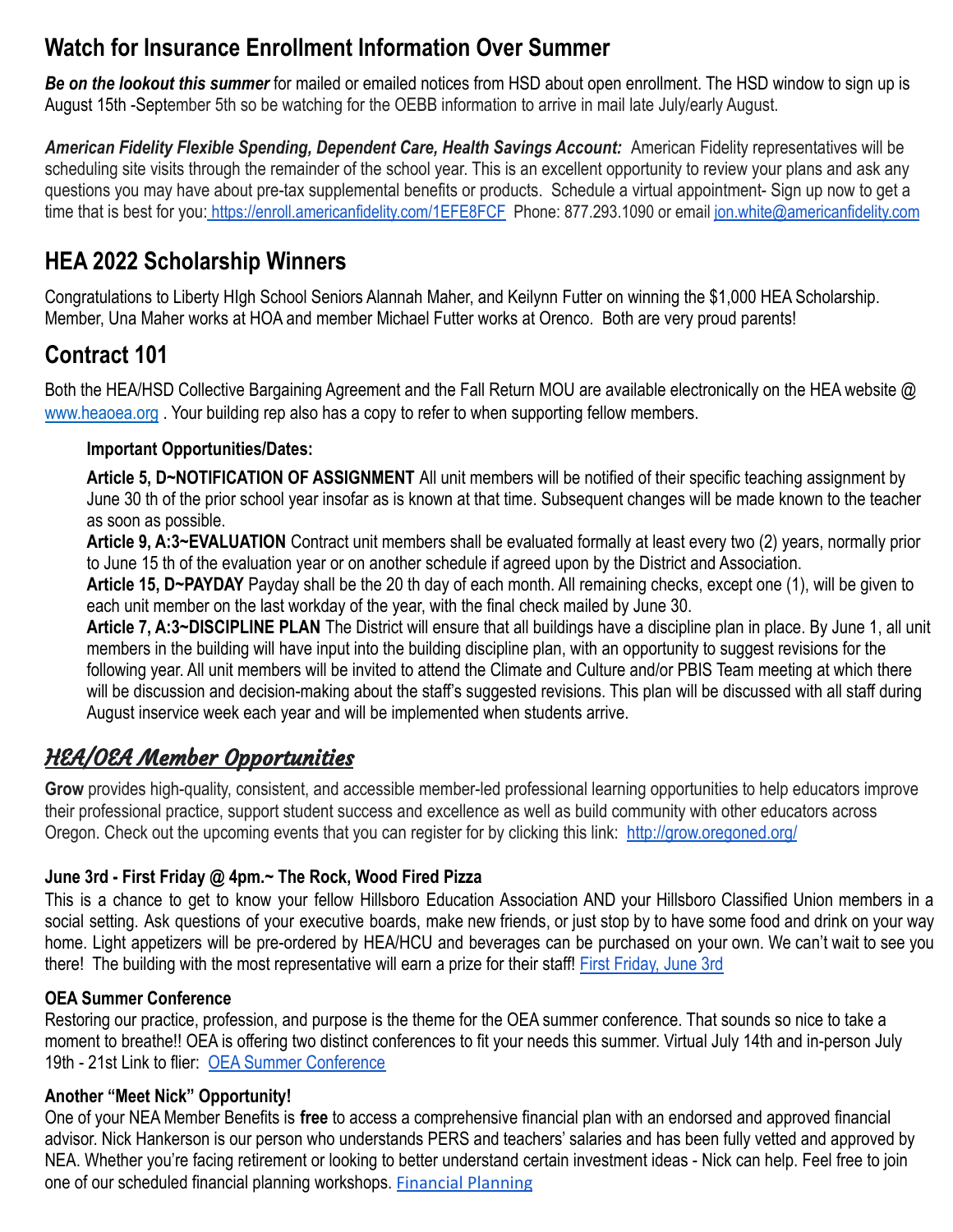## Watch for Insurance Enrollment Information Over Summer

***Be on the lookout this summer*** for mailed or emailed notices from HSD about open enrollment. The HSD window to sign up is August 15th -September 5th so be watching for the OEBB information to arrive in mail late July/early August.

***American Fidelity Flexible Spending, Dependent Care, Health Savings Account:*** American Fidelity representatives will be scheduling site visits through the remainder of the school year. This is an excellent opportunity to review your plans and ask any questions you may have about pre-tax supplemental benefits or products. Schedule a virtual appointment- Sign up now to get a time that is best for you: https://enroll.americanfidelity.com/1EFE8FCF Phone: 877.293.1090 or email jon.white@americanfidelity.com

## HEA 2022 Scholarship Winners

Congratulations to Liberty HIgh School Seniors Alannah Maher, and Keilynn Futter on winning the $1,000 HEA Scholarship. Member, Una Maher works at HOA and member Michael Futter works at Orenco. Both are very proud parents!

## Contract 101

Both the HEA/HSD Collective Bargaining Agreement and the Fall Return MOU are available electronically on the HEA website @ www.heaoea.org . Your building rep also has a copy to refer to when supporting fellow members.

**Important Opportunities/Dates:**

**Article 5, D~NOTIFICATION OF ASSIGNMENT** All unit members will be notified of their specific teaching assignment by June 30 th of the prior school year insofar as is known at that time. Subsequent changes will be made known to the teacher as soon as possible.

**Article 9, A:3~EVALUATION** Contract unit members shall be evaluated formally at least every two (2) years, normally prior to June 15 th of the evaluation year or on another schedule if agreed upon by the District and Association.

**Article 15, D~PAYDAY** Payday shall be the 20 th day of each month. All remaining checks, except one (1), will be given to each unit member on the last workday of the year, with the final check mailed by June 30.

**Article 7, A:3~DISCIPLINE PLAN** The District will ensure that all buildings have a discipline plan in place. By June 1, all unit members in the building will have input into the building discipline plan, with an opportunity to suggest revisions for the following year. All unit members will be invited to attend the Climate and Culture and/or PBIS Team meeting at which there will be discussion and decision-making about the staff's suggested revisions. This plan will be discussed with all staff during August inservice week each year and will be implemented when students arrive.

## *HEA/OEA Member Opportunities*

**Grow** provides high-quality, consistent, and accessible member-led professional learning opportunities to help educators improve their professional practice, support student success and excellence as well as build community with other educators across Oregon. Check out the upcoming events that you can register for by clicking this link: http://grow.oregoned.org/

**June 3rd - First Friday @ 4pm.~ The Rock, Wood Fired Pizza**

This is a chance to get to know your fellow Hillsboro Education Association AND your Hillsboro Classified Union members in a social setting. Ask questions of your executive boards, make new friends, or just stop by to have some food and drink on your way home. Light appetizers will be pre-ordered by HEA/HCU and beverages can be purchased on your own. We can't wait to see you there! The building with the most representative will earn a prize for their staff! First Friday, June 3rd

**OEA Summer Conference**

Restoring our practice, profession, and purpose is the theme for the OEA summer conference. That sounds so nice to take a moment to breathe!! OEA is offering two distinct conferences to fit your needs this summer. Virtual July 14th and in-person July 19th - 21st Link to flier: OEA Summer Conference

**Another "Meet Nick" Opportunity!**

One of your NEA Member Benefits is **free** to access a comprehensive financial plan with an endorsed and approved financial advisor. Nick Hankerson is our person who understands PERS and teachers' salaries and has been fully vetted and approved by NEA. Whether you're facing retirement or looking to better understand certain investment ideas - Nick can help. Feel free to join one of our scheduled financial planning workshops. Financial Planning